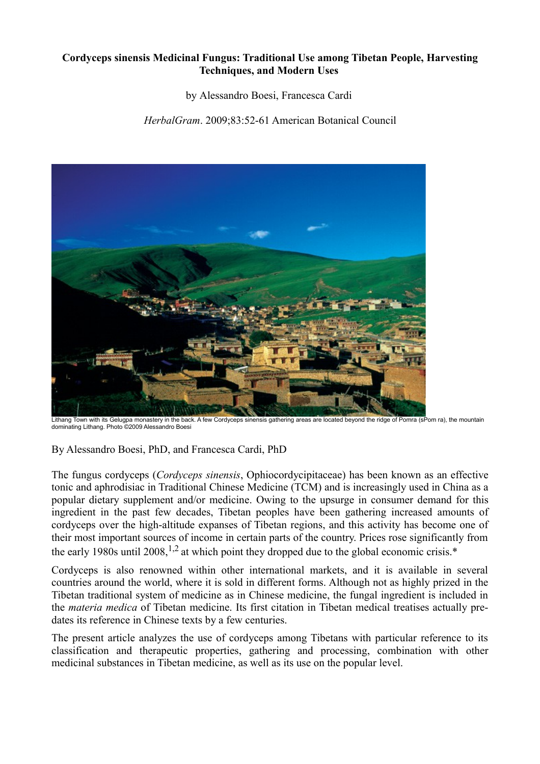**Cordyceps sinensis Medicinal Fungus: Traditional Use among Tibetan People, Harvesting Techniques, and Modern Uses**

by Alessandro Boesi, Francesca Cardi

*HerbalGram*. 2009;83:52-61 American Botanical Council

Lithang Town with its Gelugpa monastery in the back. A few Cordyceps sinensis gathering areas are located beyond the ridge of Pomra (sPom ra), the mountain dominating Lithang. Photo ©2009 Alessandro Boesi

By Alessandro Boesi, PhD, and Francesca Cardi, PhD

The fungus cordyceps (*Cordyceps sinensis*, Ophiocordycipitaceae) has been known as an effective tonic and aphrodisiac in Traditional Chinese Medicine (TCM) and is increasingly used in China as a popular dietary supplement and/or medicine. Owing to the upsurge in consumer demand for this ingredient in the past few decades, Tibetan peoples have been gathering increased amounts of cordyceps over the high-altitude expanses of Tibetan regions, and this activity has become one of their most important sources of income in certain parts of the country. Prices rose significantly from the early 1980s until 2008,[1,2] at which point they dropped due to the global economic crisis.*

Cordyceps is also renowned within other international markets, and it is available in several countries around the world, where it is sold in different forms. Although not as highly prized in the Tibetan traditional system of medicine as in Chinese medicine, the fungal ingredient is included in the *materia medica* of Tibetan medicine. Its first citation in Tibetan medical treatises actually pre-dates its reference in Chinese texts by a few centuries.

The present article analyzes the use of cordyceps among Tibetans with particular reference to its classification and therapeutic properties, gathering and processing, combination with other medicinal substances in Tibetan medicine, as well as its use on the popular level.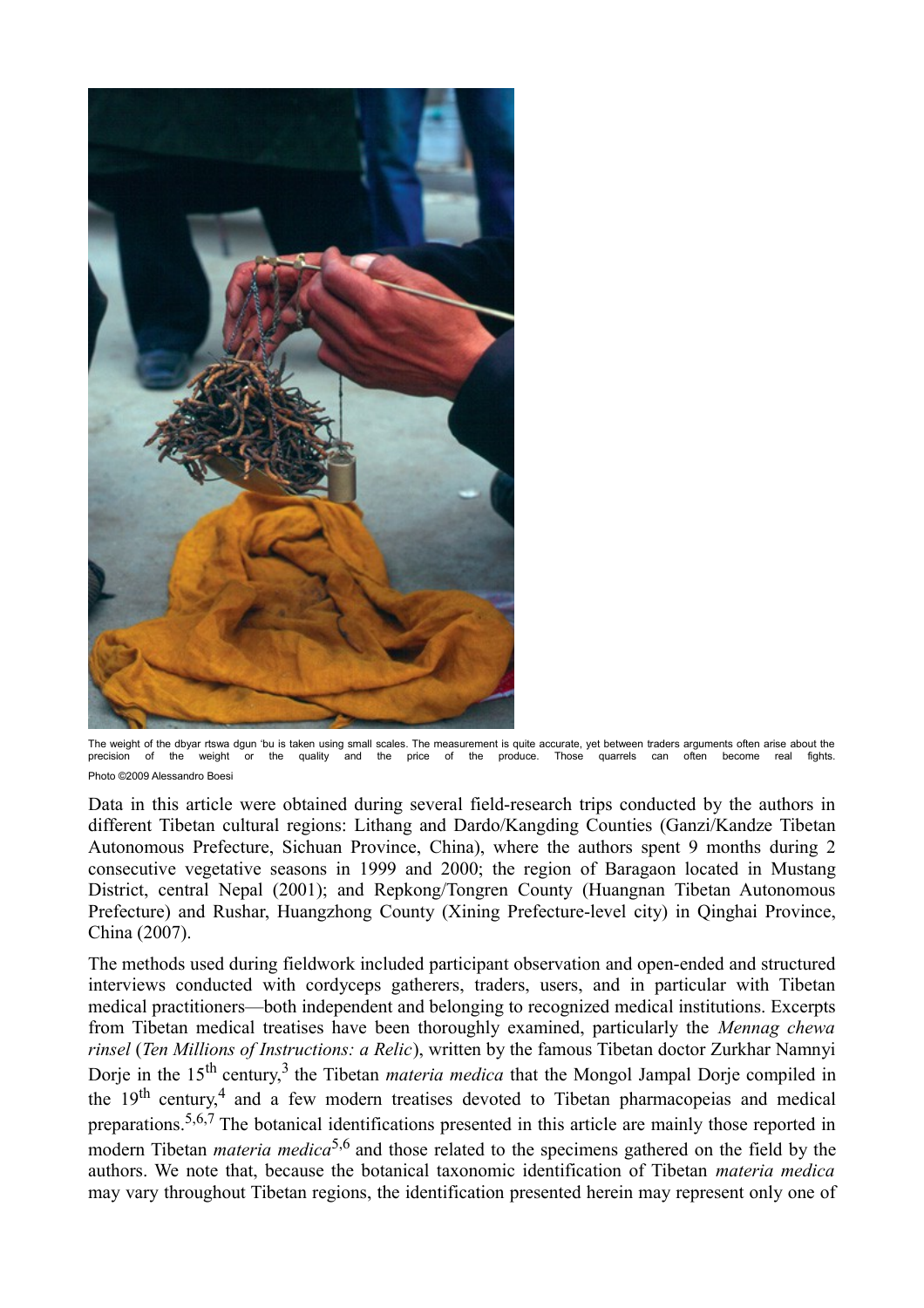The weight of the dbyar rtswa dgun 'bu is taken using small scales. The measurement is quite accurate, yet between traders arguments often arise about the precision of the weight or the quality and the price of the produce. Those quarrels can often become real fights.
Photo ©2009 Alessandro Boesi

Data in this article were obtained during several field-research trips conducted by the authors in different Tibetan cultural regions: Lithang and Dardo/Kangding Counties (Ganzi/Kandze Tibetan Autonomous Prefecture, Sichuan Province, China), where the authors spent 9 months during 2 consecutive vegetative seasons in 1999 and 2000; the region of Baragaon located in Mustang District, central Nepal (2001); and Repkong/Tongren County (Huangnan Tibetan Autonomous Prefecture) and Rushar, Huangzhong County (Xining Prefecture-level city) in Qinghai Province, China (2007).

The methods used during fieldwork included participant observation and open-ended and structured interviews conducted with cordyceps gatherers, traders, users, and in particular with Tibetan medical practitioners—both independent and belonging to recognized medical institutions. Excerpts from Tibetan medical treatises have been thoroughly examined, particularly the *Mennag chewa rinsel* (*Ten Millions of Instructions: a Relic*), written by the famous Tibetan doctor Zurkhar Namnyi Dorje in the 15th century,[3] the Tibetan *materia medica* that the Mongol Jampal Dorje compiled in the 19th century,[4] and a few modern treatises devoted to Tibetan pharmacopeias and medical preparations.[5,6,7] The botanical identifications presented in this article are mainly those reported in modern Tibetan *materia medica*[5,6] and those related to the specimens gathered on the field by the authors. We note that, because the botanical taxonomic identification of Tibetan *materia medica* may vary throughout Tibetan regions, the identification presented herein may represent only one of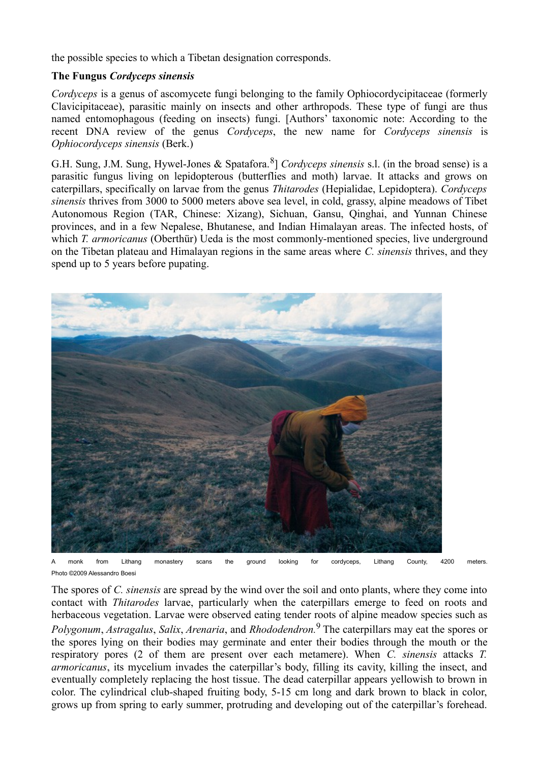the possible species to which a Tibetan designation corresponds.

**The Fungus *Cordyceps sinensis***

*Cordyceps* is a genus of ascomycete fungi belonging to the family Ophiocordycipitaceae (formerly Clavicipitaceae), parasitic mainly on insects and other arthropods. These type of fungi are thus named entomophagous (feeding on insects) fungi. [Authors' taxonomic note: According to the recent DNA review of the genus *Cordyceps*, the new name for *Cordyceps sinensis* is *Ophiocordyceps sinensis* (Berk.)

G.H. Sung, J.M. Sung, Hywel-Jones & Spatafora.[8]] *Cordyceps sinensis* s.l. (in the broad sense) is a parasitic fungus living on lepidopterous (butterflies and moth) larvae. It attacks and grows on caterpillars, specifically on larvae from the genus *Thitarodes* (Hepialidae, Lepidoptera). *Cordyceps sinensis* thrives from 3000 to 5000 meters above sea level, in cold, grassy, alpine meadows of Tibet Autonomous Region (TAR, Chinese: Xizang), Sichuan, Gansu, Qinghai, and Yunnan Chinese provinces, and in a few Nepalese, Bhutanese, and Indian Himalayan areas. The infected hosts, of which *T. armoricanus* (Oberthür) Ueda is the most commonly-mentioned species, live underground on the Tibetan plateau and Himalayan regions in the same areas where *C. sinensis* thrives, and they spend up to 5 years before pupating.

A monk from Lithang monastery scans the ground looking for cordyceps, Lithang County, 4200 meters. Photo ©2009 Alessandro Boesi

The spores of *C. sinensis* are spread by the wind over the soil and onto plants, where they come into contact with *Thitarodes* larvae, particularly when the caterpillars emerge to feed on roots and herbaceous vegetation. Larvae were observed eating tender roots of alpine meadow species such as *Polygonum*, *Astragalus*, *Salix*, *Arenaria*, and *Rhododendron.*[9] The caterpillars may eat the spores or the spores lying on their bodies may germinate and enter their bodies through the mouth or the respiratory pores (2 of them are present over each metamere). When *C. sinensis* attacks *T. armoricanus*, its mycelium invades the caterpillar's body, filling its cavity, killing the insect, and eventually completely replacing the host tissue. The dead caterpillar appears yellowish to brown in color. The cylindrical club-shaped fruiting body, 5-15 cm long and dark brown to black in color, grows up from spring to early summer, protruding and developing out of the caterpillar's forehead.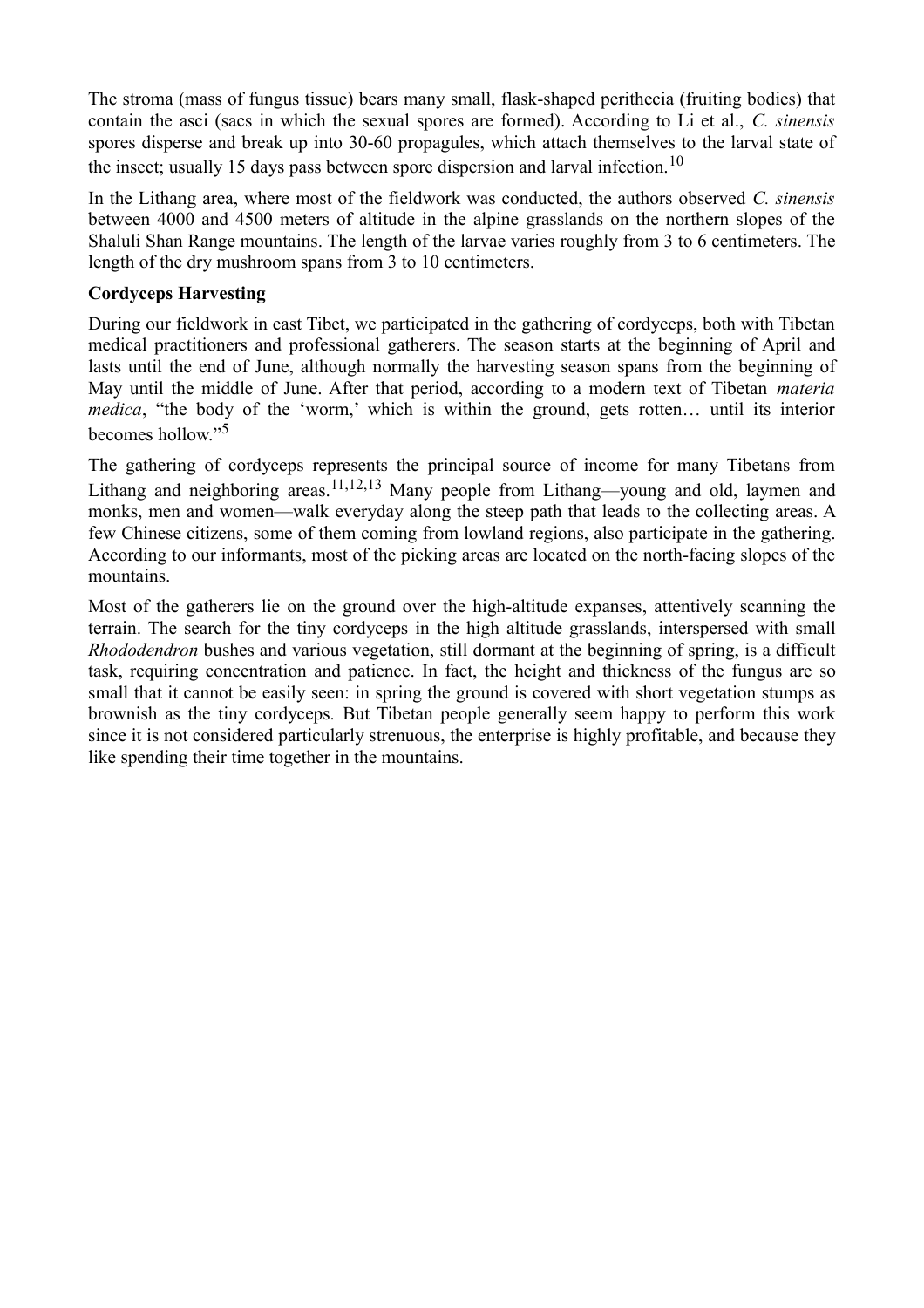The stroma (mass of fungus tissue) bears many small, flask-shaped perithecia (fruiting bodies) that contain the asci (sacs in which the sexual spores are formed). According to Li et al., *C. sinensis* spores disperse and break up into 30-60 propagules, which attach themselves to the larval state of the insect; usually 15 days pass between spore dispersion and larval infection.[10]

In the Lithang area, where most of the fieldwork was conducted, the authors observed *C. sinensis* between 4000 and 4500 meters of altitude in the alpine grasslands on the northern slopes of the Shaluli Shan Range mountains. The length of the larvae varies roughly from 3 to 6 centimeters. The length of the dry mushroom spans from 3 to 10 centimeters.

**Cordyceps Harvesting**

During our fieldwork in east Tibet, we participated in the gathering of cordyceps, both with Tibetan medical practitioners and professional gatherers. The season starts at the beginning of April and lasts until the end of June, although normally the harvesting season spans from the beginning of May until the middle of June. After that period, according to a modern text of Tibetan *materia medica*, "the body of the 'worm,' which is within the ground, gets rotten… until its interior becomes hollow."[5]

The gathering of cordyceps represents the principal source of income for many Tibetans from Lithang and neighboring areas.[11,12,13] Many people from Lithang—young and old, laymen and monks, men and women—walk everyday along the steep path that leads to the collecting areas. A few Chinese citizens, some of them coming from lowland regions, also participate in the gathering. According to our informants, most of the picking areas are located on the north-facing slopes of the mountains.

Most of the gatherers lie on the ground over the high-altitude expanses, attentively scanning the terrain. The search for the tiny cordyceps in the high altitude grasslands, interspersed with small *Rhododendron* bushes and various vegetation, still dormant at the beginning of spring, is a difficult task, requiring concentration and patience. In fact, the height and thickness of the fungus are so small that it cannot be easily seen: in spring the ground is covered with short vegetation stumps as brownish as the tiny cordyceps. But Tibetan people generally seem happy to perform this work since it is not considered particularly strenuous, the enterprise is highly profitable, and because they like spending their time together in the mountains.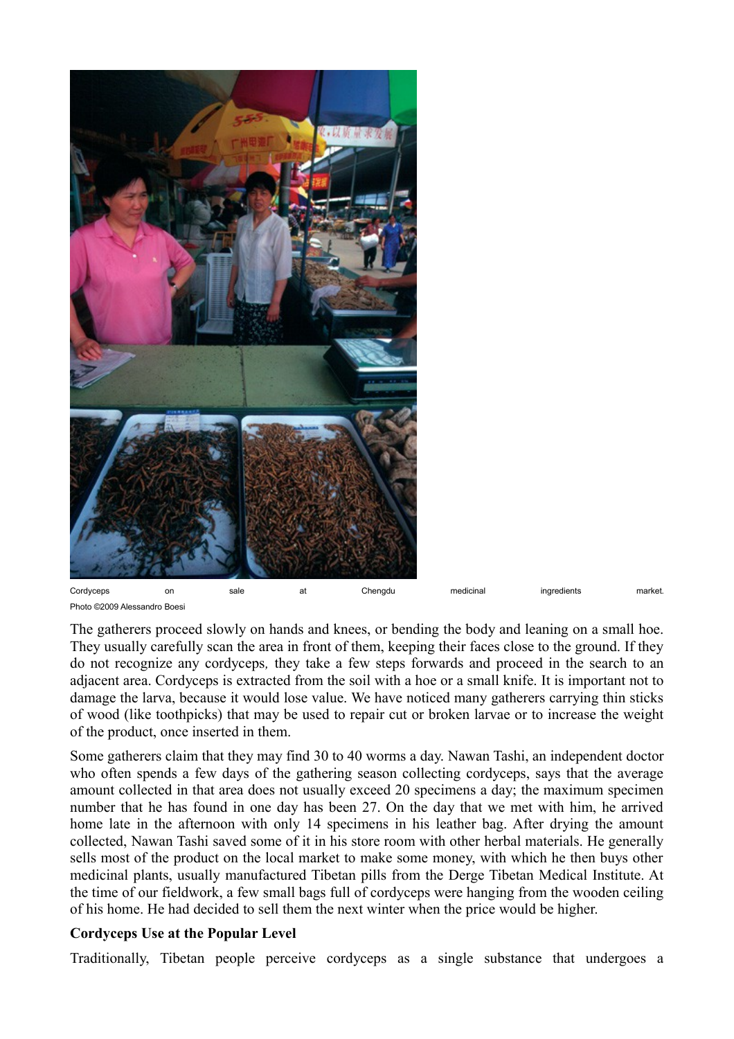Cordyceps on sale at Chengdu medicinal ingredients market.
Photo ©2009 Alessandro Boesi

The gatherers proceed slowly on hands and knees, or bending the body and leaning on a small hoe. They usually carefully scan the area in front of them, keeping their faces close to the ground. If they do not recognize any cordyceps, they take a few steps forwards and proceed in the search to an adjacent area. Cordyceps is extracted from the soil with a hoe or a small knife. It is important not to damage the larva, because it would lose value. We have noticed many gatherers carrying thin sticks of wood (like toothpicks) that may be used to repair cut or broken larvae or to increase the weight of the product, once inserted in them.

Some gatherers claim that they may find 30 to 40 worms a day. Nawan Tashi, an independent doctor who often spends a few days of the gathering season collecting cordyceps, says that the average amount collected in that area does not usually exceed 20 specimens a day; the maximum specimen number that he has found in one day has been 27. On the day that we met with him, he arrived home late in the afternoon with only 14 specimens in his leather bag. After drying the amount collected, Nawan Tashi saved some of it in his store room with other herbal materials. He generally sells most of the product on the local market to make some money, with which he then buys other medicinal plants, usually manufactured Tibetan pills from the Derge Tibetan Medical Institute. At the time of our fieldwork, a few small bags full of cordyceps were hanging from the wooden ceiling of his home. He had decided to sell them the next winter when the price would be higher.

**Cordyceps Use at the Popular Level**

Traditionally, Tibetan people perceive cordyceps as a single substance that undergoes a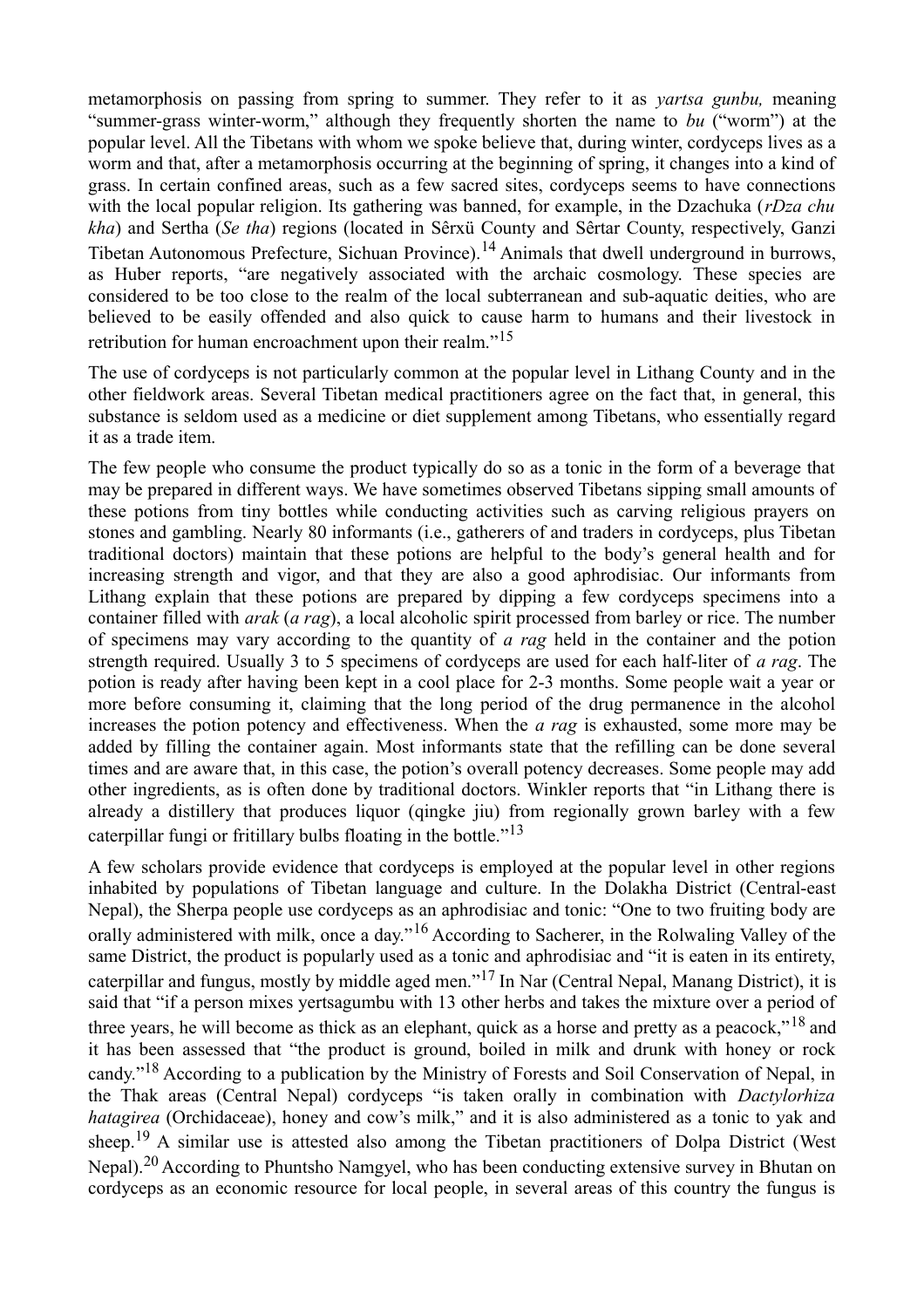metamorphosis on passing from spring to summer. They refer to it as *yartsa gunbu,* meaning "summer-grass winter-worm," although they frequently shorten the name to *bu* ("worm") at the popular level. All the Tibetans with whom we spoke believe that, during winter, cordyceps lives as a worm and that, after a metamorphosis occurring at the beginning of spring, it changes into a kind of grass. In certain confined areas, such as a few sacred sites, cordyceps seems to have connections with the local popular religion. Its gathering was banned, for example, in the Dzachuka (*rDza chu kha*) and Sertha (*Se tha*) regions (located in Sêrxü County and Sêrtar County, respectively, Ganzi Tibetan Autonomous Prefecture, Sichuan Province).[14] Animals that dwell underground in burrows, as Huber reports, "are negatively associated with the archaic cosmology. These species are considered to be too close to the realm of the local subterranean and sub-aquatic deities, who are believed to be easily offended and also quick to cause harm to humans and their livestock in retribution for human encroachment upon their realm."[15]

The use of cordyceps is not particularly common at the popular level in Lithang County and in the other fieldwork areas. Several Tibetan medical practitioners agree on the fact that, in general, this substance is seldom used as a medicine or diet supplement among Tibetans, who essentially regard it as a trade item.

The few people who consume the product typically do so as a tonic in the form of a beverage that may be prepared in different ways. We have sometimes observed Tibetans sipping small amounts of these potions from tiny bottles while conducting activities such as carving religious prayers on stones and gambling. Nearly 80 informants (i.e., gatherers of and traders in cordyceps, plus Tibetan traditional doctors) maintain that these potions are helpful to the body's general health and for increasing strength and vigor, and that they are also a good aphrodisiac. Our informants from Lithang explain that these potions are prepared by dipping a few cordyceps specimens into a container filled with *arak* (*a rag*), a local alcoholic spirit processed from barley or rice. The number of specimens may vary according to the quantity of *a rag* held in the container and the potion strength required. Usually 3 to 5 specimens of cordyceps are used for each half-liter of *a rag*. The potion is ready after having been kept in a cool place for 2-3 months. Some people wait a year or more before consuming it, claiming that the long period of the drug permanence in the alcohol increases the potion potency and effectiveness. When the *a rag* is exhausted, some more may be added by filling the container again. Most informants state that the refilling can be done several times and are aware that, in this case, the potion's overall potency decreases. Some people may add other ingredients, as is often done by traditional doctors. Winkler reports that "in Lithang there is already a distillery that produces liquor (qingke jiu) from regionally grown barley with a few caterpillar fungi or fritillary bulbs floating in the bottle."[13]

A few scholars provide evidence that cordyceps is employed at the popular level in other regions inhabited by populations of Tibetan language and culture. In the Dolakha District (Central-east Nepal), the Sherpa people use cordyceps as an aphrodisiac and tonic: "One to two fruiting body are orally administered with milk, once a day."[16] According to Sacherer, in the Rolwaling Valley of the same District, the product is popularly used as a tonic and aphrodisiac and "it is eaten in its entirety, caterpillar and fungus, mostly by middle aged men."[17] In Nar (Central Nepal, Manang District), it is said that "if a person mixes yertsagumbu with 13 other herbs and takes the mixture over a period of three years, he will become as thick as an elephant, quick as a horse and pretty as a peacock,"[18] and it has been assessed that "the product is ground, boiled in milk and drunk with honey or rock candy."[18] According to a publication by the Ministry of Forests and Soil Conservation of Nepal, in the Thak areas (Central Nepal) cordyceps "is taken orally in combination with *Dactylorhiza hatagirea* (Orchidaceae), honey and cow's milk," and it is also administered as a tonic to yak and sheep.[19] A similar use is attested also among the Tibetan practitioners of Dolpa District (West Nepal).[20] According to Phuntsho Namgyel, who has been conducting extensive survey in Bhutan on cordyceps as an economic resource for local people, in several areas of this country the fungus is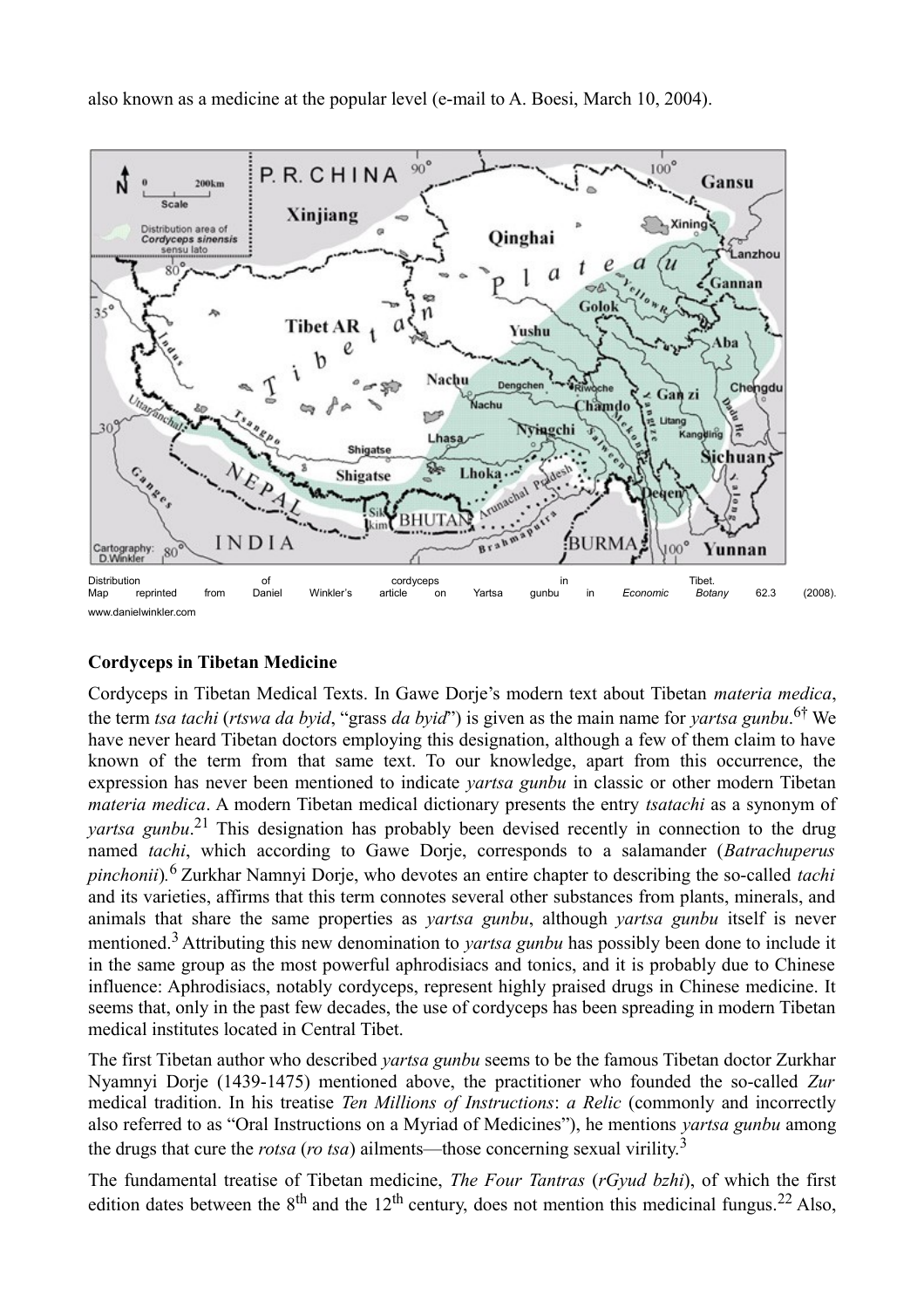also known as a medicine at the popular level (e-mail to A. Boesi, March 10, 2004).

Distribution of cordyceps in Tibet. Map reprinted from Daniel Winkler's article on Yartsa gunbu in *Economic Botany* 62.3 (2008). www.danielwinkler.com

**Cordyceps in Tibetan Medicine**

Cordyceps in Tibetan Medical Texts. In Gawe Dorje's modern text about Tibetan *materia medica*, the term *tsa tachi* (*rtswa da byid*, "grass *da byid*") is given as the main name for *yartsa gunbu*.[6†] We have never heard Tibetan doctors employing this designation, although a few of them claim to have known of the term from that same text. To our knowledge, apart from this occurrence, the expression has never been mentioned to indicate *yartsa gunbu* in classic or other modern Tibetan *materia medica*. A modern Tibetan medical dictionary presents the entry *tsatachi* as a synonym of *yartsa gunbu*.[21] This designation has probably been devised recently in connection to the drug named *tachi*, which according to Gawe Dorje, corresponds to a salamander (*Batrachuperus pinchonii*).[6] Zurkhar Namnyi Dorje, who devotes an entire chapter to describing the so-called *tachi* and its varieties, affirms that this term connotes several other substances from plants, minerals, and animals that share the same properties as *yartsa gunbu*, although *yartsa gunbu* itself is never mentioned.[3] Attributing this new denomination to *yartsa gunbu* has possibly been done to include it in the same group as the most powerful aphrodisiacs and tonics, and it is probably due to Chinese influence: Aphrodisiacs, notably cordyceps, represent highly praised drugs in Chinese medicine. It seems that, only in the past few decades, the use of cordyceps has been spreading in modern Tibetan medical institutes located in Central Tibet.

The first Tibetan author who described *yartsa gunbu* seems to be the famous Tibetan doctor Zurkhar Nyamnyi Dorje (1439-1475) mentioned above, the practitioner who founded the so-called *Zur* medical tradition. In his treatise *Ten Millions of Instructions*: *a Relic* (commonly and incorrectly also referred to as "Oral Instructions on a Myriad of Medicines"), he mentions *yartsa gunbu* among the drugs that cure the *rotsa* (*ro tsa*) ailments—those concerning sexual virility.[3]

The fundamental treatise of Tibetan medicine, *The Four Tantras* (*rGyud bzhi*), of which the first edition dates between the 8th and the 12th century, does not mention this medicinal fungus.[22] Also,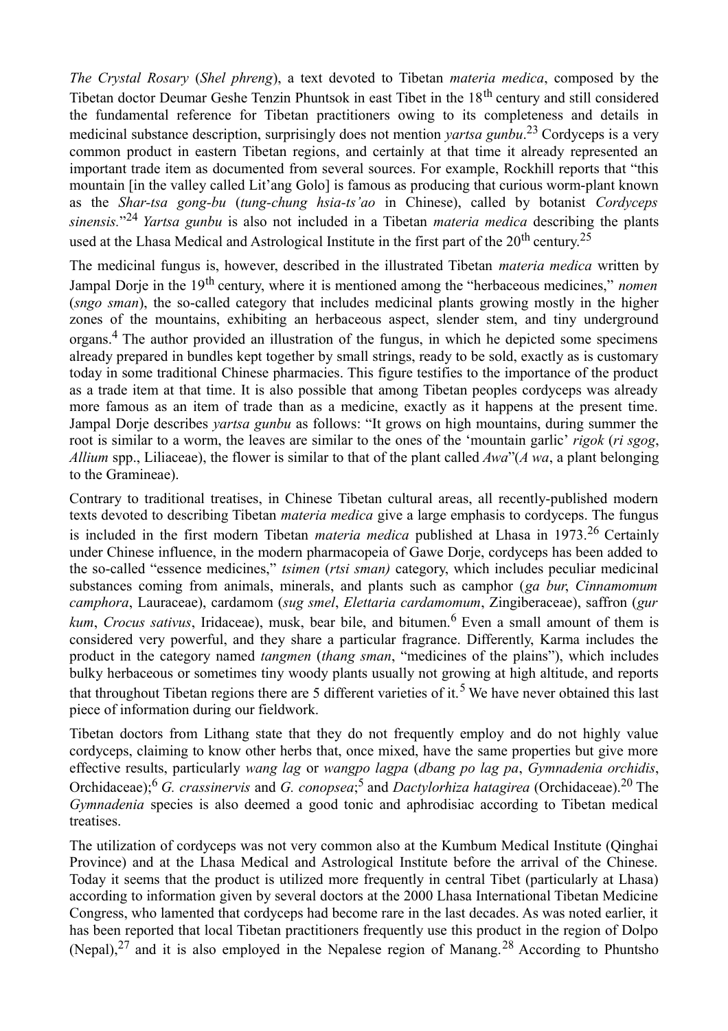*The Crystal Rosary* (*Shel phreng*), a text devoted to Tibetan *materia medica*, composed by the Tibetan doctor Deumar Geshe Tenzin Phuntsok in east Tibet in the 18th century and still considered the fundamental reference for Tibetan practitioners owing to its completeness and details in medicinal substance description, surprisingly does not mention *yartsa gunbu*.[23] Cordyceps is a very common product in eastern Tibetan regions, and certainly at that time it already represented an important trade item as documented from several sources. For example, Rockhill reports that "this mountain [in the valley called Lit'ang Golo] is famous as producing that curious worm-plant known as the *Shar-tsa gong-bu* (*tung-chung hsia-ts'ao* in Chinese), called by botanist *Cordyceps sinensis*."[24] *Yartsa gunbu* is also not included in a Tibetan *materia medica* describing the plants used at the Lhasa Medical and Astrological Institute in the first part of the 20th century.[25]

The medicinal fungus is, however, described in the illustrated Tibetan *materia medica* written by Jampal Dorje in the 19th century, where it is mentioned among the "herbaceous medicines," *nomen* (*sngo sman*), the so-called category that includes medicinal plants growing mostly in the higher zones of the mountains, exhibiting an herbaceous aspect, slender stem, and tiny underground organs.[4] The author provided an illustration of the fungus, in which he depicted some specimens already prepared in bundles kept together by small strings, ready to be sold, exactly as is customary today in some traditional Chinese pharmacies. This figure testifies to the importance of the product as a trade item at that time. It is also possible that among Tibetan peoples cordyceps was already more famous as an item of trade than as a medicine, exactly as it happens at the present time. Jampal Dorje describes *yartsa gunbu* as follows: "It grows on high mountains, during summer the root is similar to a worm, the leaves are similar to the ones of the 'mountain garlic' *rigok* (*ri sgog*, *Allium* spp., Liliaceae), the flower is similar to that of the plant called *Awa*"(*A wa*, a plant belonging to the Gramineae).

Contrary to traditional treatises, in Chinese Tibetan cultural areas, all recently-published modern texts devoted to describing Tibetan *materia medica* give a large emphasis to cordyceps. The fungus is included in the first modern Tibetan *materia medica* published at Lhasa in 1973.[26] Certainly under Chinese influence, in the modern pharmacopeia of Gawe Dorje, cordyceps has been added to the so-called "essence medicines," *tsimen* (*rtsi sman)* category, which includes peculiar medicinal substances coming from animals, minerals, and plants such as camphor (*ga bur*, *Cinnamomum camphora*, Lauraceae), cardamom (*sug smel*, *Elettaria cardamomum*, Zingiberaceae), saffron (*gur kum*, *Crocus sativus*, Iridaceae), musk, bear bile, and bitumen.[6] Even a small amount of them is considered very powerful, and they share a particular fragrance. Differently, Karma includes the product in the category named *tangmen* (*thang sman*, "medicines of the plains"), which includes bulky herbaceous or sometimes tiny woody plants usually not growing at high altitude, and reports that throughout Tibetan regions there are 5 different varieties of it.[5] We have never obtained this last piece of information during our fieldwork.

Tibetan doctors from Lithang state that they do not frequently employ and do not highly value cordyceps, claiming to know other herbs that, once mixed, have the same properties but give more effective results, particularly *wang lag* or *wangpo lagpa* (*dbang po lag pa*, *Gymnadenia orchidis*, Orchidaceae);[6] *G. crassinervis* and *G. conopsea*;[5] and *Dactylorhiza hatagirea* (Orchidaceae).[20] The *Gymnadenia* species is also deemed a good tonic and aphrodisiac according to Tibetan medical treatises.

The utilization of cordyceps was not very common also at the Kumbum Medical Institute (Qinghai Province) and at the Lhasa Medical and Astrological Institute before the arrival of the Chinese. Today it seems that the product is utilized more frequently in central Tibet (particularly at Lhasa) according to information given by several doctors at the 2000 Lhasa International Tibetan Medicine Congress, who lamented that cordyceps had become rare in the last decades. As was noted earlier, it has been reported that local Tibetan practitioners frequently use this product in the region of Dolpo (Nepal),[27] and it is also employed in the Nepalese region of Manang.[28] According to Phuntsho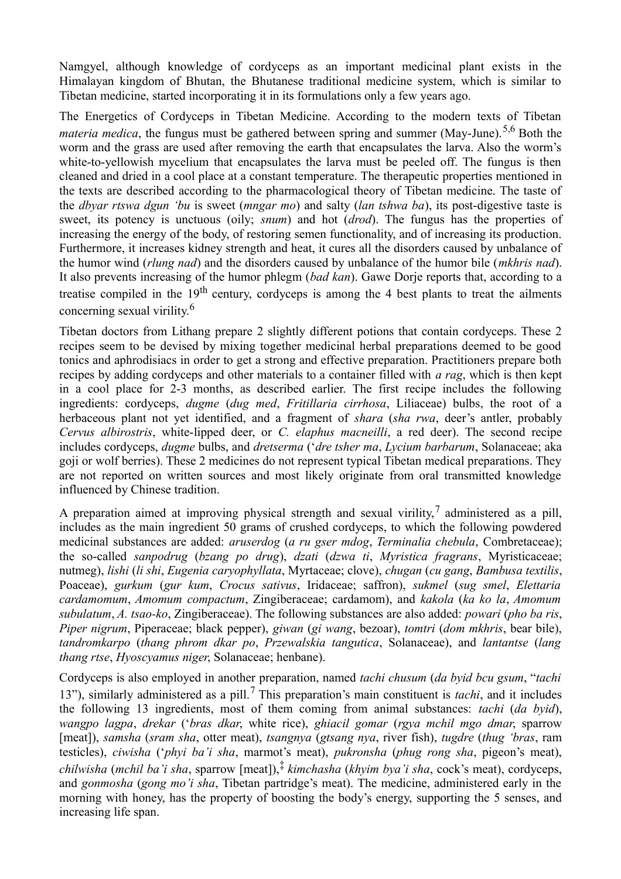Namgyel, although knowledge of cordyceps as an important medicinal plant exists in the Himalayan kingdom of Bhutan, the Bhutanese traditional medicine system, which is similar to Tibetan medicine, started incorporating it in its formulations only a few years ago.

The Energetics of Cordyceps in Tibetan Medicine. According to the modern texts of Tibetan *materia medica*, the fungus must be gathered between spring and summer (May-June).[5,6] Both the worm and the grass are used after removing the earth that encapsulates the larva. Also the worm's white-to-yellowish mycelium that encapsulates the larva must be peeled off. The fungus is then cleaned and dried in a cool place at a constant temperature. The therapeutic properties mentioned in the texts are described according to the pharmacological theory of Tibetan medicine. The taste of the *dbyar rtswa dgun 'bu* is sweet (*mngar mo*) and salty (*lan tshwa ba*), its post-digestive taste is sweet, its potency is unctuous (oily; *snum*) and hot (*drod*). The fungus has the properties of increasing the energy of the body, of restoring semen functionality, and of increasing its production. Furthermore, it increases kidney strength and heat, it cures all the disorders caused by unbalance of the humor wind (*rlung nad*) and the disorders caused by unbalance of the humor bile (*mkhris nad*). It also prevents increasing of the humor phlegm (*bad kan*). Gawe Dorje reports that, according to a treatise compiled in the 19th century, cordyceps is among the 4 best plants to treat the ailments concerning sexual virility.[6]

Tibetan doctors from Lithang prepare 2 slightly different potions that contain cordyceps. These 2 recipes seem to be devised by mixing together medicinal herbal preparations deemed to be good tonics and aphrodisiacs in order to get a strong and effective preparation. Practitioners prepare both recipes by adding cordyceps and other materials to a container filled with *a rag*, which is then kept in a cool place for 2-3 months, as described earlier. The first recipe includes the following ingredients: cordyceps, *dugme* (*dug med*, *Fritillaria cirrhosa*, Liliaceae) bulbs, the root of a herbaceous plant not yet identified, and a fragment of *shara* (*sha rwa*, deer's antler, probably *Cervus albirostris*, white-lipped deer, or *C. elaphus macneilli*, a red deer). The second recipe includes cordyceps, *dugme* bulbs, and *dretserma* (*'dre tsher ma*, *Lycium barbarum*, Solanaceae; aka goji or wolf berries). These 2 medicines do not represent typical Tibetan medical preparations. They are not reported on written sources and most likely originate from oral transmitted knowledge influenced by Chinese tradition.

A preparation aimed at improving physical strength and sexual virility,[7] administered as a pill, includes as the main ingredient 50 grams of crushed cordyceps, to which the following powdered medicinal substances are added: *aruserdog* (*a ru gser mdog*, *Terminalia chebula*, Combretaceae); the so-called *sanpodrug* (*bzang po drug*), *dzati* (*dzwa ti*, *Myristica fragrans*, Myristicaceae; nutmeg), *lishi* (*li shi*, *Eugenia caryophyllata*, Myrtaceae; clove), *chugan* (*cu gang*, *Bambusa textilis*, Poaceae), *gurkum* (*gur kum*, *Crocus sativus*, Iridaceae; saffron), *sukmel* (*sug smel*, *Elettaria cardamomum*, *Amomum compactum*, Zingiberaceae; cardamom), and *kakola* (*ka ko la*, *Amomum subulatum*, *A. tsao-ko*, Zingiberaceae). The following substances are also added: *powari* (*pho ba ris*, *Piper nigrum*, Piperaceae; black pepper), *giwan* (*gi wang*, bezoar), *tomtri* (*dom mkhris*, bear bile), *tandromkarpo* (*thang phrom dkar po*, *Przewalskia tangutica*, Solanaceae), and *lantantse* (*lang thang rtse*, *Hyoscyamus niger*, Solanaceae; henbane).

Cordyceps is also employed in another preparation, named *tachi chusum* (*da byid bcu gsum*, "*tachi* 13"), similarly administered as a pill.[7] This preparation's main constituent is *tachi*, and it includes the following 13 ingredients, most of them coming from animal substances: *tachi* (*da byid*), *wangpo lagpa*, *drekar* (*'bras dkar*, white rice), *ghiacil gomar* (*rgya mchil mgo dmar*, sparrow [meat]), *samsha* (*sram sha*, otter meat), *tsangnya* (*gtsang nya*, river fish), *tugdre* (*thug 'bras*, ram testicles), *ciwisha* (*'phyi ba'i sha*, marmot's meat), *pukronsha* (*phug rong sha*, pigeon's meat), *chilwisha* (*mchil ba'i sha*, sparrow [meat]),[‡] *kimchasha* (*khyim bya'i sha*, cock's meat), cordyceps, and *gonmosha* (*gong mo'i sha*, Tibetan partridge's meat). The medicine, administered early in the morning with honey, has the property of boosting the body's energy, supporting the 5 senses, and increasing life span.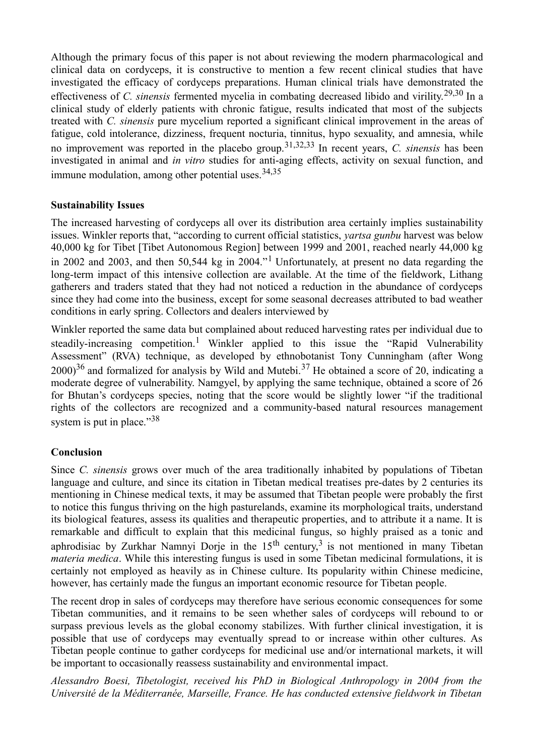Although the primary focus of this paper is not about reviewing the modern pharmacological and clinical data on cordyceps, it is constructive to mention a few recent clinical studies that have investigated the efficacy of cordyceps preparations. Human clinical trials have demonstrated the effectiveness of *C. sinensis* fermented mycelia in combating decreased libido and virility.[29,30] In a clinical study of elderly patients with chronic fatigue, results indicated that most of the subjects treated with *C. sinensis* pure mycelium reported a significant clinical improvement in the areas of fatigue, cold intolerance, dizziness, frequent nocturia, tinnitus, hypo sexuality, and amnesia, while no improvement was reported in the placebo group.[31,32,33] In recent years, *C. sinensis* has been investigated in animal and *in vitro* studies for anti-aging effects, activity on sexual function, and immune modulation, among other potential uses.[34,35]

**Sustainability Issues**

The increased harvesting of cordyceps all over its distribution area certainly implies sustainability issues. Winkler reports that, "according to current official statistics, *yartsa gunbu* harvest was below 40,000 kg for Tibet [Tibet Autonomous Region] between 1999 and 2001, reached nearly 44,000 kg in 2002 and 2003, and then 50,544 kg in 2004."[1] Unfortunately, at present no data regarding the long-term impact of this intensive collection are available. At the time of the fieldwork, Lithang gatherers and traders stated that they had not noticed a reduction in the abundance of cordyceps since they had come into the business, except for some seasonal decreases attributed to bad weather conditions in early spring. Collectors and dealers interviewed by

Winkler reported the same data but complained about reduced harvesting rates per individual due to steadily-increasing competition.[1] Winkler applied to this issue the "Rapid Vulnerability Assessment" (RVA) technique, as developed by ethnobotanist Tony Cunningham (after Wong 2000)[36] and formalized for analysis by Wild and Mutebi.[37] He obtained a score of 20, indicating a moderate degree of vulnerability. Namgyel, by applying the same technique, obtained a score of 26 for Bhutan's cordyceps species, noting that the score would be slightly lower "if the traditional rights of the collectors are recognized and a community-based natural resources management system is put in place."[38]

**Conclusion**

Since *C. sinensis* grows over much of the area traditionally inhabited by populations of Tibetan language and culture, and since its citation in Tibetan medical treatises pre-dates by 2 centuries its mentioning in Chinese medical texts, it may be assumed that Tibetan people were probably the first to notice this fungus thriving on the high pasturelands, examine its morphological traits, understand its biological features, assess its qualities and therapeutic properties, and to attribute it a name. It is remarkable and difficult to explain that this medicinal fungus, so highly praised as a tonic and aphrodisiac by Zurkhar Namnyi Dorje in the 15th century,[3] is not mentioned in many Tibetan *materia medica*. While this interesting fungus is used in some Tibetan medicinal formulations, it is certainly not employed as heavily as in Chinese culture. Its popularity within Chinese medicine, however, has certainly made the fungus an important economic resource for Tibetan people.

The recent drop in sales of cordyceps may therefore have serious economic consequences for some Tibetan communities, and it remains to be seen whether sales of cordyceps will rebound to or surpass previous levels as the global economy stabilizes. With further clinical investigation, it is possible that use of cordyceps may eventually spread to or increase within other cultures. As Tibetan people continue to gather cordyceps for medicinal use and/or international markets, it will be important to occasionally reassess sustainability and environmental impact.

*Alessandro Boesi, Tibetologist, received his PhD in Biological Anthropology in 2004 from the Université de la Méditerranée, Marseille, France. He has conducted extensive fieldwork in Tibetan*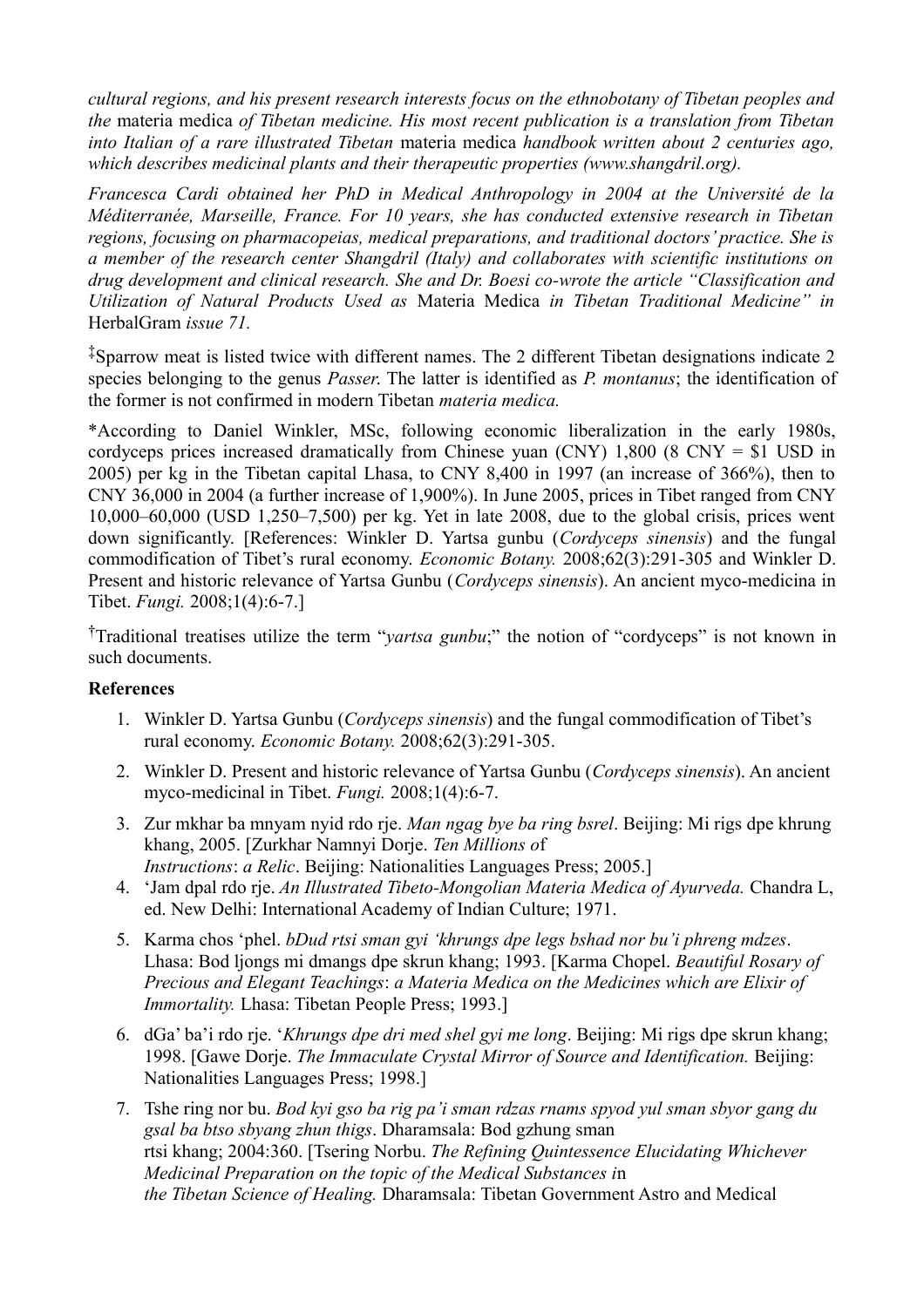*cultural regions, and his present research interests focus on the ethnobotany of Tibetan peoples and the* materia medica *of Tibetan medicine. His most recent publication is a translation from Tibetan into Italian of a rare illustrated Tibetan* materia medica *handbook written about 2 centuries ago, which describes medicinal plants and their therapeutic properties (www.shangdril.org).*

*Francesca Cardi obtained her PhD in Medical Anthropology in 2004 at the Université de la Méditerranée, Marseille, France. For 10 years, she has conducted extensive research in Tibetan regions, focusing on pharmacopeias, medical preparations, and traditional doctors' practice. She is a member of the research center Shangdril (Italy) and collaborates with scientific institutions on drug development and clinical research. She and Dr. Boesi co-wrote the article "Classification and Utilization of Natural Products Used as* Materia Medica *in Tibetan Traditional Medicine" in* HerbalGram *issue 71.*

‡Sparrow meat is listed twice with different names. The 2 different Tibetan designations indicate 2 species belonging to the genus *Passer*. The latter is identified as *P. montanus*; the identification of the former is not confirmed in modern Tibetan *materia medica.*

*According to Daniel Winkler, MSc, following economic liberalization in the early 1980s, cordyceps prices increased dramatically from Chinese yuan (CNY) 1,800 (8 CNY = $1 USD in 2005) per kg in the Tibetan capital Lhasa, to CNY 8,400 in 1997 (an increase of 366%), then to CNY 36,000 in 2004 (a further increase of 1,900%). In June 2005, prices in Tibet ranged from CNY 10,000–60,000 (USD 1,250–7,500) per kg. Yet in late 2008, due to the global crisis, prices went down significantly. [References: Winkler D. Yartsa gunbu (*Cordyceps sinensis*) and the fungal commodification of Tibet's rural economy. *Economic Botany.* 2008;62(3):291-305 and Winkler D. Present and historic relevance of Yartsa Gunbu (*Cordyceps sinensis*). An ancient myco-medicina in Tibet. *Fungi.* 2008;1(4):6-7.]

†Traditional treatises utilize the term "*yartsa gunbu*;" the notion of "cordyceps" is not known in such documents.

**References**

1. Winkler D. Yartsa Gunbu (*Cordyceps sinensis*) and the fungal commodification of Tibet's rural economy. *Economic Botany.* 2008;62(3):291-305.
2. Winkler D. Present and historic relevance of Yartsa Gunbu (*Cordyceps sinensis*). An ancient myco-medicinal in Tibet. *Fungi.* 2008;1(4):6-7.
3. Zur mkhar ba mnyam nyid rdo rje. *Man ngag bye ba ring bsrel*. Beijing: Mi rigs dpe khrung khang, 2005. [Zurkhar Namnyi Dorje. *Ten Millions o*f *Instructions*: *a Relic*. Beijing: Nationalities Languages Press; 2005.]
4. 'Jam dpal rdo rje. *An Illustrated Tibeto-Mongolian Materia Medica of Ayurveda.* Chandra L, ed. New Delhi: International Academy of Indian Culture; 1971.
5. Karma chos 'phel. *bDud rtsi sman gyi 'khrungs dpe legs bshad nor bu'i phreng mdzes*. Lhasa: Bod ljongs mi dmangs dpe skrun khang; 1993. [Karma Chopel. *Beautiful Rosary of Precious and Elegant Teachings*: *a Materia Medica on the Medicines which are Elixir of Immortality.* Lhasa: Tibetan People Press; 1993.]
6. dGa' ba'i rdo rje. '*Khrungs dpe dri med shel gyi me long*. Beijing: Mi rigs dpe skrun khang; 1998. [Gawe Dorje. *The Immaculate Crystal Mirror of Source and Identification.* Beijing: Nationalities Languages Press; 1998.]
7. Tshe ring nor bu. *Bod kyi gso ba rig pa'i sman rdzas rnams spyod yul sman sbyor gang du gsal ba btso sbyang zhun thigs*. Dharamsala: Bod gzhung sman rtsi khang; 2004:360. [Tsering Norbu. *The Refining Quintessence Elucidating Whichever Medicinal Preparation on the topic of the Medical Substances i*n *the Tibetan Science of Healing.* Dharamsala: Tibetan Government Astro and Medical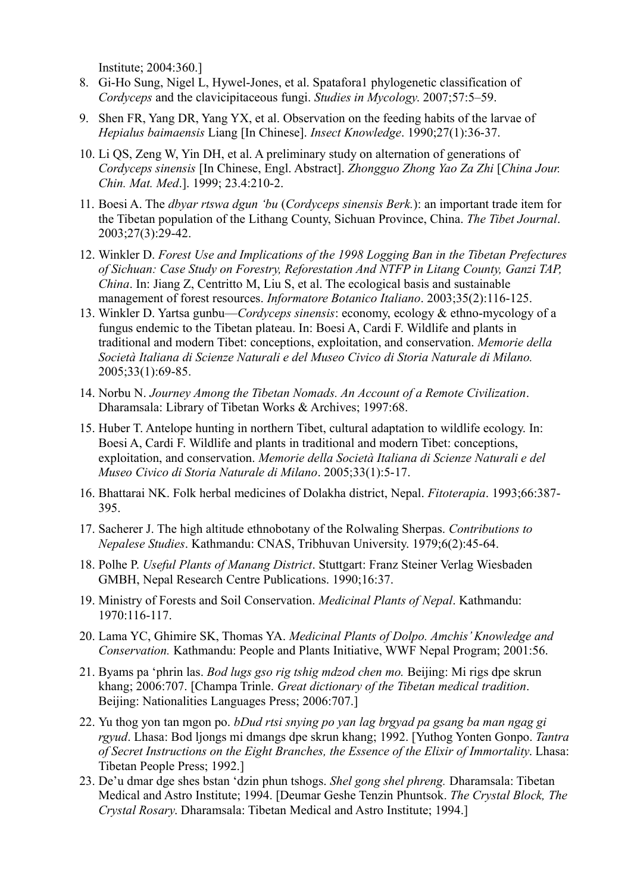Institute; 2004:360.]

8. Gi-Ho Sung, Nigel L, Hywel-Jones, et al. Spatafora1 phylogenetic classification of *Cordyceps* and the clavicipitaceous fungi. *Studies in Mycology*. 2007;57:5–59.
9. Shen FR, Yang DR, Yang YX, et al. Observation on the feeding habits of the larvae of *Hepialus baimaensis* Liang [In Chinese]. *Insect Knowledge*. 1990;27(1):36-37.
10. Li QS, Zeng W, Yin DH, et al. A preliminary study on alternation of generations of *Cordyceps sinensis* [In Chinese, Engl. Abstract]. *Zhongguo Zhong Yao Za Zhi* [*China Jour. Chin. Mat. Med*.]. 1999; 23.4:210-2.
11. Boesi A. The *dbyar rtswa dgun 'bu* (*Cordyceps sinensis Berk.*): an important trade item for the Tibetan population of the Lithang County, Sichuan Province, China. *The Tibet Journal*. 2003;27(3):29-42.
12. Winkler D. *Forest Use and Implications of the 1998 Logging Ban in the Tibetan Prefectures of Sichuan: Case Study on Forestry, Reforestation And NTFP in Litang County, Ganzi TAP, China*. In: Jiang Z, Centritto M, Liu S, et al. The ecological basis and sustainable management of forest resources. *Informatore Botanico Italiano*. 2003;35(2):116-125.
13. Winkler D. Yartsa gunbu—*Cordyceps sinensis*: economy, ecology & ethno-mycology of a fungus endemic to the Tibetan plateau. In: Boesi A, Cardi F. Wildlife and plants in traditional and modern Tibet: conceptions, exploitation, and conservation. *Memorie della Società Italiana di Scienze Naturali e del Museo Civico di Storia Naturale di Milano.* 2005;33(1):69-85.
14. Norbu N. *Journey Among the Tibetan Nomads. An Account of a Remote Civilization*. Dharamsala: Library of Tibetan Works & Archives; 1997:68.
15. Huber T. Antelope hunting in northern Tibet, cultural adaptation to wildlife ecology. In: Boesi A, Cardi F. Wildlife and plants in traditional and modern Tibet: conceptions, exploitation, and conservation. *Memorie della Società Italiana di Scienze Naturali e del Museo Civico di Storia Naturale di Milano*. 2005;33(1):5-17.
16. Bhattarai NK. Folk herbal medicines of Dolakha district, Nepal. *Fitoterapia*. 1993;66:387-395.
17. Sacherer J. The high altitude ethnobotany of the Rolwaling Sherpas. *Contributions to Nepalese Studies*. Kathmandu: CNAS, Tribhuvan University. 1979;6(2):45-64.
18. Polhe P. *Useful Plants of Manang District*. Stuttgart: Franz Steiner Verlag Wiesbaden GMBH, Nepal Research Centre Publications. 1990;16:37.
19. Ministry of Forests and Soil Conservation. *Medicinal Plants of Nepal*. Kathmandu: 1970:116-117.
20. Lama YC, Ghimire SK, Thomas YA. *Medicinal Plants of Dolpo. Amchis' Knowledge and Conservation.* Kathmandu: People and Plants Initiative, WWF Nepal Program; 2001:56.
21. Byams pa 'phrin las. *Bod lugs gso rig tshig mdzod chen mo.* Beijing: Mi rigs dpe skrun khang; 2006:707. [Champa Trinle. *Great dictionary of the Tibetan medical tradition*. Beijing: Nationalities Languages Press; 2006:707.]
22. Yu thog yon tan mgon po. *bDud rtsi snying po yan lag brgyad pa gsang ba man ngag gi rgyud*. Lhasa: Bod ljongs mi dmangs dpe skrun khang; 1992. [Yuthog Yonten Gonpo. *Tantra of Secret Instructions on the Eight Branches, the Essence of the Elixir of Immortality*. Lhasa: Tibetan People Press; 1992.]
23. De'u dmar dge shes bstan 'dzin phun tshogs. *Shel gong shel phreng.* Dharamsala: Tibetan Medical and Astro Institute; 1994. [Deumar Geshe Tenzin Phuntsok. *The Crystal Block, The Crystal Rosary*. Dharamsala: Tibetan Medical and Astro Institute; 1994.]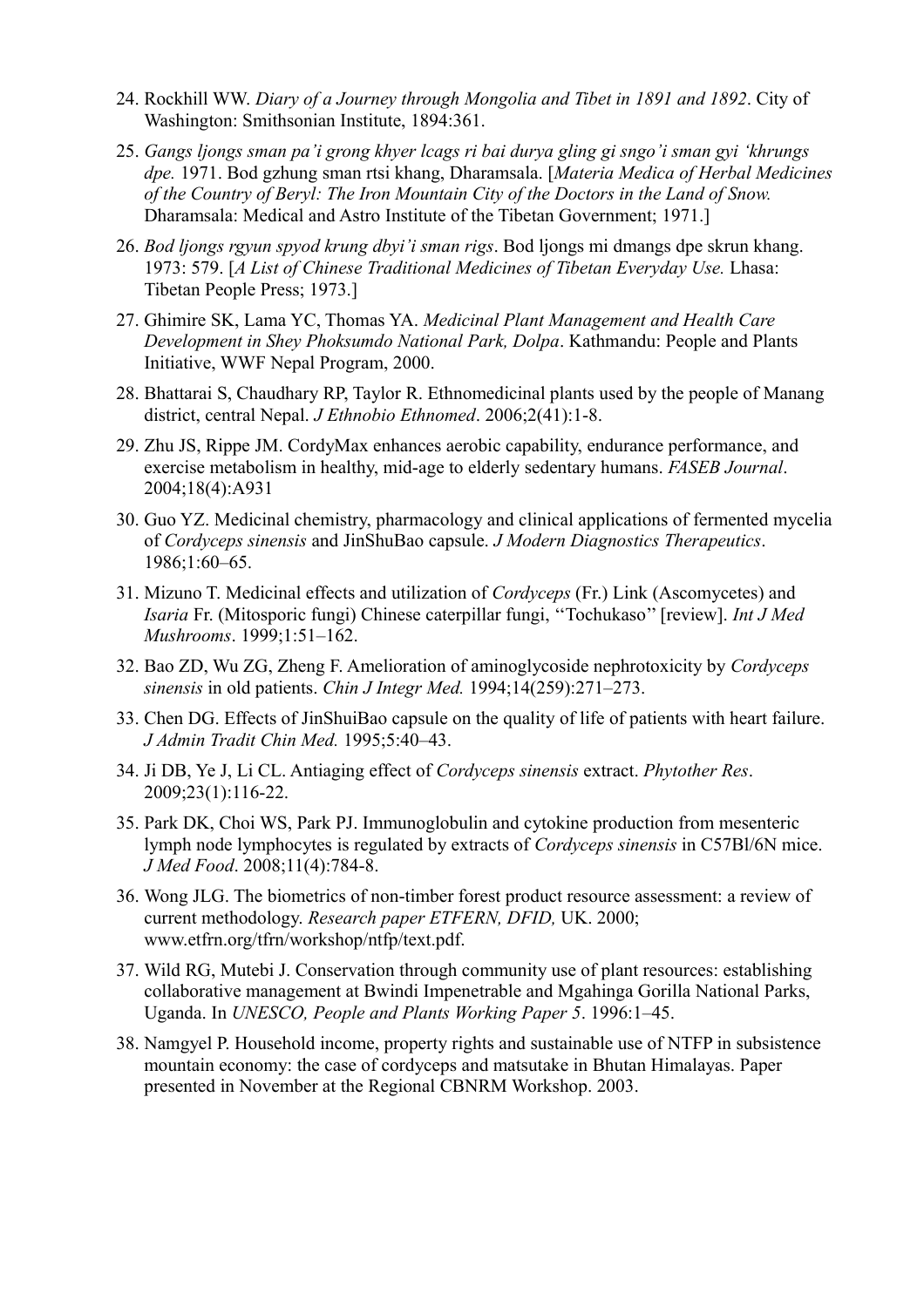24. Rockhill WW. *Diary of a Journey through Mongolia and Tibet in 1891 and 1892*. City of Washington: Smithsonian Institute, 1894:361.
25. *Gangs ljongs sman pa'i grong khyer lcags ri bai durya gling gi sngo'i sman gyi 'khrungs dpe.* 1971. Bod gzhung sman rtsi khang, Dharamsala. [*Materia Medica of Herbal Medicines of the Country of Beryl: The Iron Mountain City of the Doctors in the Land of Snow.* Dharamsala: Medical and Astro Institute of the Tibetan Government; 1971.]
26. *Bod ljongs rgyun spyod krung dbyi'i sman rigs*. Bod ljongs mi dmangs dpe skrun khang. 1973: 579. [*A List of Chinese Traditional Medicines of Tibetan Everyday Use.* Lhasa: Tibetan People Press; 1973.]
27. Ghimire SK, Lama YC, Thomas YA. *Medicinal Plant Management and Health Care Development in Shey Phoksumdo National Park, Dolpa*. Kathmandu: People and Plants Initiative, WWF Nepal Program, 2000.
28. Bhattarai S, Chaudhary RP, Taylor R. Ethnomedicinal plants used by the people of Manang district, central Nepal. *J Ethnobio Ethnomed*. 2006;2(41):1-8.
29. Zhu JS, Rippe JM. CordyMax enhances aerobic capability, endurance performance, and exercise metabolism in healthy, mid-age to elderly sedentary humans. *FASEB Journal*. 2004;18(4):A931
30. Guo YZ. Medicinal chemistry, pharmacology and clinical applications of fermented mycelia of *Cordyceps sinensis* and JinShuBao capsule. *J Modern Diagnostics Therapeutics*. 1986;1:60–65.
31. Mizuno T. Medicinal effects and utilization of *Cordyceps* (Fr.) Link (Ascomycetes) and *Isaria* Fr. (Mitosporic fungi) Chinese caterpillar fungi, ''Tochukaso'' [review]. *Int J Med Mushrooms*. 1999;1:51–162.
32. Bao ZD, Wu ZG, Zheng F. Amelioration of aminoglycoside nephrotoxicity by *Cordyceps sinensis* in old patients. *Chin J Integr Med.* 1994;14(259):271–273.
33. Chen DG. Effects of JinShuiBao capsule on the quality of life of patients with heart failure. *J Admin Tradit Chin Med.* 1995;5:40–43.
34. Ji DB, Ye J, Li CL. Antiaging effect of *Cordyceps sinensis* extract. *Phytother Res*. 2009;23(1):116-22.
35. Park DK, Choi WS, Park PJ. Immunoglobulin and cytokine production from mesenteric lymph node lymphocytes is regulated by extracts of *Cordyceps sinensis* in C57Bl/6N mice. *J Med Food*. 2008;11(4):784-8.
36. Wong JLG. The biometrics of non-timber forest product resource assessment: a review of current methodology. *Research paper ETFERN, DFID,* UK. 2000; www.etfrn.org/tfrn/workshop/ntfp/text.pdf.
37. Wild RG, Mutebi J. Conservation through community use of plant resources: establishing collaborative management at Bwindi Impenetrable and Mgahinga Gorilla National Parks, Uganda. In *UNESCO, People and Plants Working Paper 5*. 1996:1–45.
38. Namgyel P. Household income, property rights and sustainable use of NTFP in subsistence mountain economy: the case of cordyceps and matsutake in Bhutan Himalayas. Paper presented in November at the Regional CBNRM Workshop. 2003.